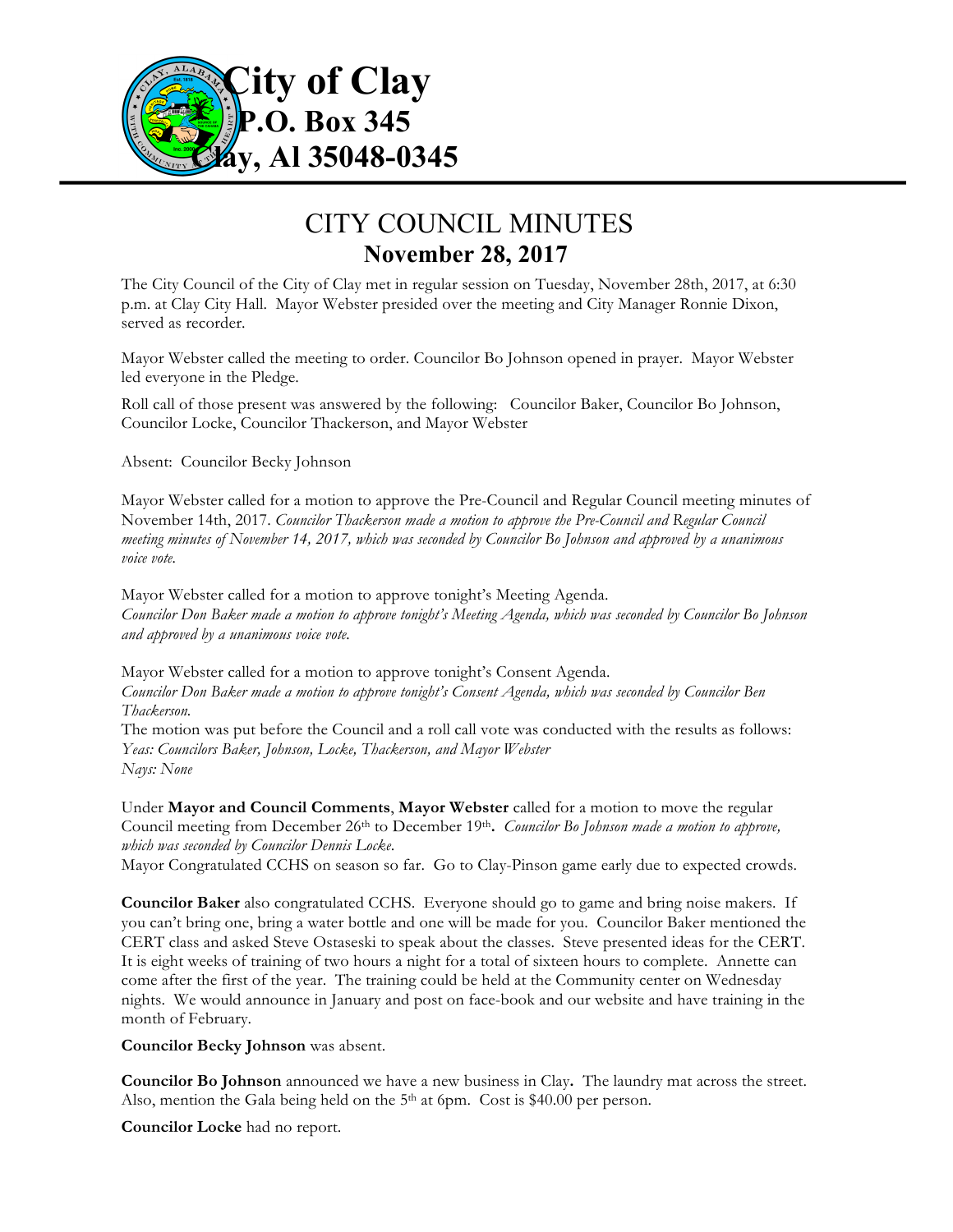# City of Clay
## P.O. Box 345
## Clay, Al 35048-0345

# CITY COUNCIL MINUTES
## November 28, 2017

The City Council of the City of Clay met in regular session on Tuesday, November 28th, 2017, at 6:30 p.m. at Clay City Hall. Mayor Webster presided over the meeting and City Manager Ronnie Dixon, served as recorder.

Mayor Webster called the meeting to order. Councilor Bo Johnson opened in prayer. Mayor Webster led everyone in the Pledge.

Roll call of those present was answered by the following: Councilor Baker, Councilor Bo Johnson, Councilor Locke, Councilor Thackerson, and Mayor Webster

Absent: Councilor Becky Johnson

Mayor Webster called for a motion to approve the Pre-Council and Regular Council meeting minutes of November 14th, 2017. *Councilor Thackerson made a motion to approve the Pre-Council and Regular Council meeting minutes of November 14, 2017, which was seconded by Councilor Bo Johnson and approved by a unanimous voice vote.*

Mayor Webster called for a motion to approve tonight's Meeting Agenda.
*Councilor Don Baker made a motion to approve tonight's Meeting Agenda, which was seconded by Councilor Bo Johnson and approved by a unanimous voice vote.*

Mayor Webster called for a motion to approve tonight's Consent Agenda.
*Councilor Don Baker made a motion to approve tonight's Consent Agenda, which was seconded by Councilor Ben Thackerson.*
The motion was put before the Council and a roll call vote was conducted with the results as follows:
*Yeas: Councilors Baker, Johnson, Locke, Thackerson, and Mayor Webster*
*Nays: None*

Under **Mayor and Council Comments**, **Mayor Webster** called for a motion to move the regular Council meeting from December 26th to December 19th**.** *Councilor Bo Johnson made a motion to approve, which was seconded by Councilor Dennis Locke.*
Mayor Congratulated CCHS on season so far. Go to Clay-Pinson game early due to expected crowds.

**Councilor Baker** also congratulated CCHS. Everyone should go to game and bring noise makers. If you can't bring one, bring a water bottle and one will be made for you. Councilor Baker mentioned the CERT class and asked Steve Ostaseski to speak about the classes. Steve presented ideas for the CERT. It is eight weeks of training of two hours a night for a total of sixteen hours to complete. Annette can come after the first of the year. The training could be held at the Community center on Wednesday nights. We would announce in January and post on face-book and our website and have training in the month of February.

**Councilor Becky Johnson** was absent.

**Councilor Bo Johnson** announced we have a new business in Clay**.** The laundry mat across the street. Also, mention the Gala being held on the 5th at 6pm. Cost is $40.00 per person.

**Councilor Locke** had no report.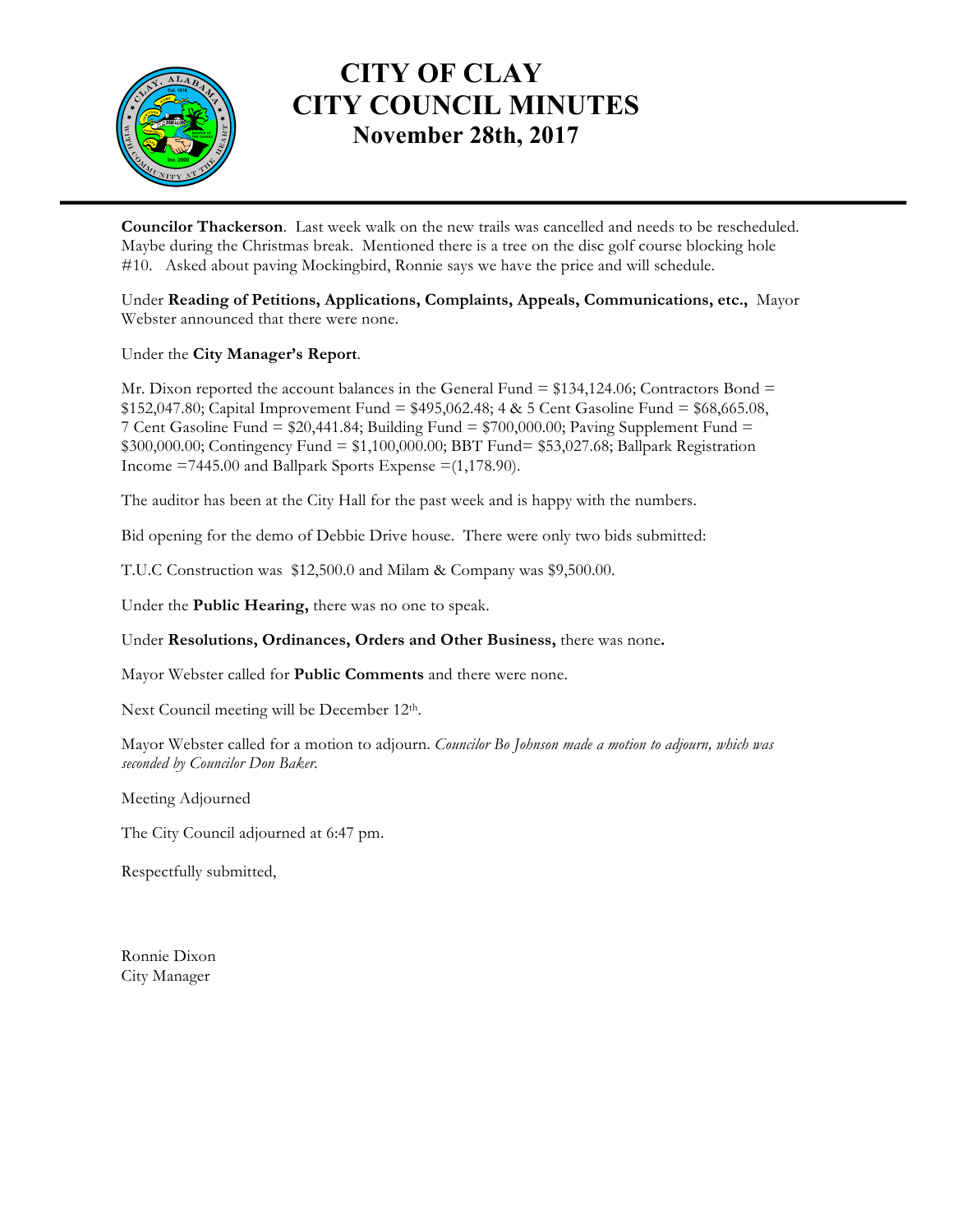# CITY OF CLAY
# CITY COUNCIL MINUTES
## November 28th, 2017

**Councilor Thackerson**. Last week walk on the new trails was cancelled and needs to be rescheduled. Maybe during the Christmas break. Mentioned there is a tree on the disc golf course blocking hole #10. Asked about paving Mockingbird, Ronnie says we have the price and will schedule.

Under **Reading of Petitions, Applications, Complaints, Appeals, Communications, etc.,** Mayor Webster announced that there were none.

Under the **City Manager's Report**.

Mr. Dixon reported the account balances in the General Fund = $134,124.06; Contractors Bond = $152,047.80; Capital Improvement Fund = $495,062.48; 4 & 5 Cent Gasoline Fund = $68,665.08, 7 Cent Gasoline Fund = $20,441.84; Building Fund = $700,000.00; Paving Supplement Fund = $300,000.00; Contingency Fund = $1,100,000.00; BBT Fund= $53,027.68; Ballpark Registration Income =7445.00 and Ballpark Sports Expense =(1,178.90).

The auditor has been at the City Hall for the past week and is happy with the numbers.

Bid opening for the demo of Debbie Drive house. There were only two bids submitted:

T.U.C Construction was $12,500.0 and Milam & Company was $9,500.00.

Under the **Public Hearing,** there was no one to speak.

Under **Resolutions, Ordinances, Orders and Other Business,** there was none**.**

Mayor Webster called for **Public Comments** and there were none.

Next Council meeting will be December 12th.

Mayor Webster called for a motion to adjourn. *Councilor Bo Johnson made a motion to adjourn, which was seconded by Councilor Don Baker.*

Meeting Adjourned

The City Council adjourned at 6:47 pm.

Respectfully submitted,

Ronnie Dixon
City Manager